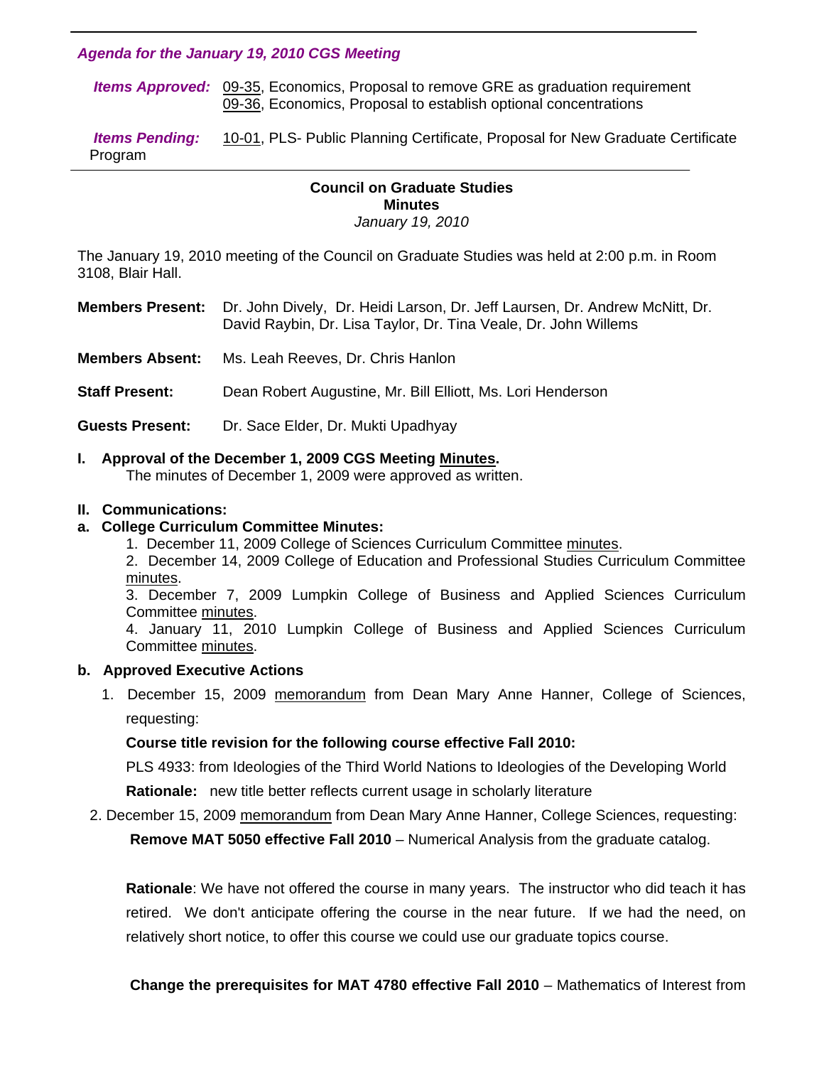***Agenda for the January 19, 2010 CGS Meeting***

***Items Approved:*** 09-35, Economics, Proposal to remove GRE as graduation requirement
09-36, Economics, Proposal to establish optional concentrations

***Items Pending:*** 10-01, PLS- Public Planning Certificate, Proposal for New Graduate Certificate Program

---

**Council on Graduate Studies**
**Minutes**
*January 19, 2010*

The January 19, 2010 meeting of the Council on Graduate Studies was held at 2:00 p.m. in Room 3108, Blair Hall.

**Members Present:** Dr. John Dively, Dr. Heidi Larson, Dr. Jeff Laursen, Dr. Andrew McNitt, Dr. David Raybin, Dr. Lisa Taylor, Dr. Tina Veale, Dr. John Willems

**Members Absent:** Ms. Leah Reeves, Dr. Chris Hanlon

**Staff Present:** Dean Robert Augustine, Mr. Bill Elliott, Ms. Lori Henderson

**Guests Present:** Dr. Sace Elder, Dr. Mukti Upadhyay

**I. Approval of the December 1, 2009 CGS Meeting Minutes.**
The minutes of December 1, 2009 were approved as written.

**II. Communications:**

**a. College Curriculum Committee Minutes:**

1. December 11, 2009 College of Sciences Curriculum Committee minutes.
2. December 14, 2009 College of Education and Professional Studies Curriculum Committee minutes.
3. December 7, 2009 Lumpkin College of Business and Applied Sciences Curriculum Committee minutes.
4. January 11, 2010 Lumpkin College of Business and Applied Sciences Curriculum Committee minutes.

**b. Approved Executive Actions**

1. December 15, 2009 memorandum from Dean Mary Anne Hanner, College of Sciences, requesting:

   **Course title revision for the following course effective Fall 2010:**

   PLS 4933: from Ideologies of the Third World Nations to Ideologies of the Developing World

   **Rationale:** new title better reflects current usage in scholarly literature

2. December 15, 2009 memorandum from Dean Mary Anne Hanner, College Sciences, requesting:

   **Remove MAT 5050 effective Fall 2010** – Numerical Analysis from the graduate catalog.

   **Rationale**: We have not offered the course in many years. The instructor who did teach it has retired. We don't anticipate offering the course in the near future. If we had the need, on relatively short notice, to offer this course we could use our graduate topics course.

   **Change the prerequisites for MAT 4780 effective Fall 2010** – Mathematics of Interest from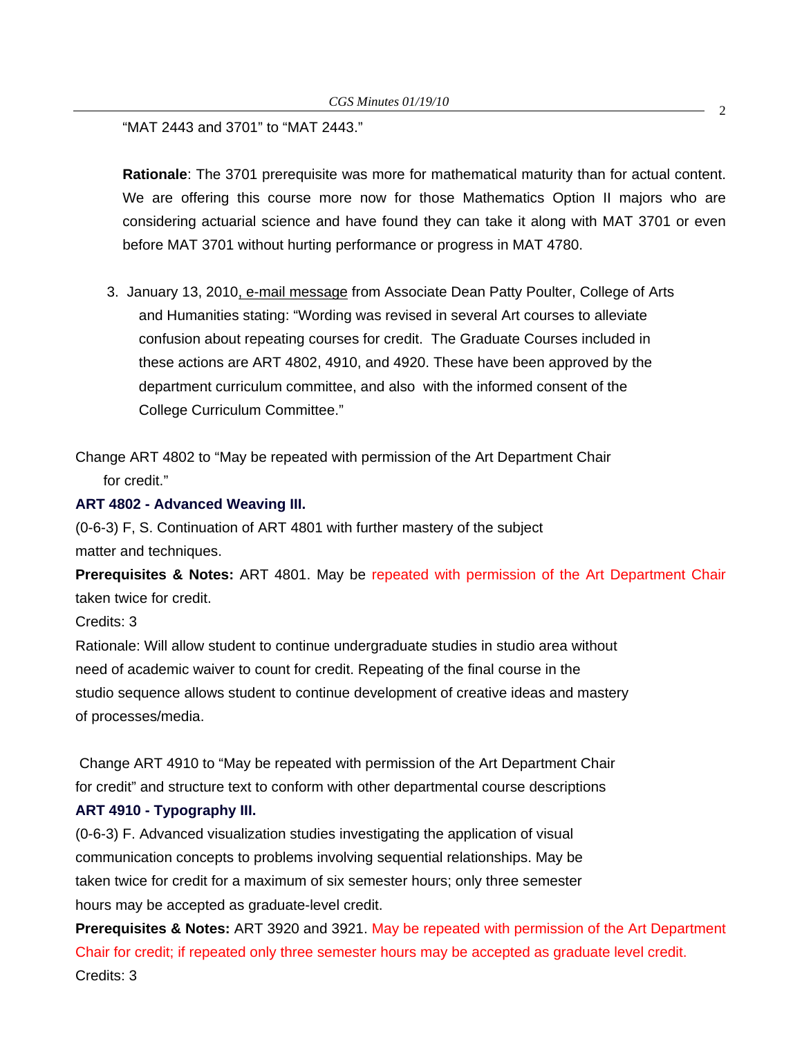"MAT 2443 and 3701" to "MAT 2443."

**Rationale**: The 3701 prerequisite was more for mathematical maturity than for actual content. We are offering this course more now for those Mathematics Option II majors who are considering actuarial science and have found they can take it along with MAT 3701 or even before MAT 3701 without hurting performance or progress in MAT 4780.

3. January 13, 2010, e-mail message from Associate Dean Patty Poulter, College of Arts and Humanities stating: "Wording was revised in several Art courses to alleviate confusion about repeating courses for credit. The Graduate Courses included in these actions are ART 4802, 4910, and 4920. These have been approved by the department curriculum committee, and also with the informed consent of the College Curriculum Committee."

Change ART 4802 to "May be repeated with permission of the Art Department Chair for credit."

**ART 4802 - Advanced Weaving III.**

(0-6-3) F, S. Continuation of ART 4801 with further mastery of the subject matter and techniques.

**Prerequisites & Notes:** ART 4801. May be repeated with permission of the Art Department Chair taken twice for credit.

Credits: 3

Rationale: Will allow student to continue undergraduate studies in studio area without need of academic waiver to count for credit. Repeating of the final course in the studio sequence allows student to continue development of creative ideas and mastery of processes/media.

Change ART 4910 to "May be repeated with permission of the Art Department Chair for credit" and structure text to conform with other departmental course descriptions

**ART 4910 - Typography III.**

(0-6-3) F. Advanced visualization studies investigating the application of visual communication concepts to problems involving sequential relationships. May be taken twice for credit for a maximum of six semester hours; only three semester hours may be accepted as graduate-level credit.

**Prerequisites & Notes:** ART 3920 and 3921. May be repeated with permission of the Art Department Chair for credit; if repeated only three semester hours may be accepted as graduate level credit.

Credits: 3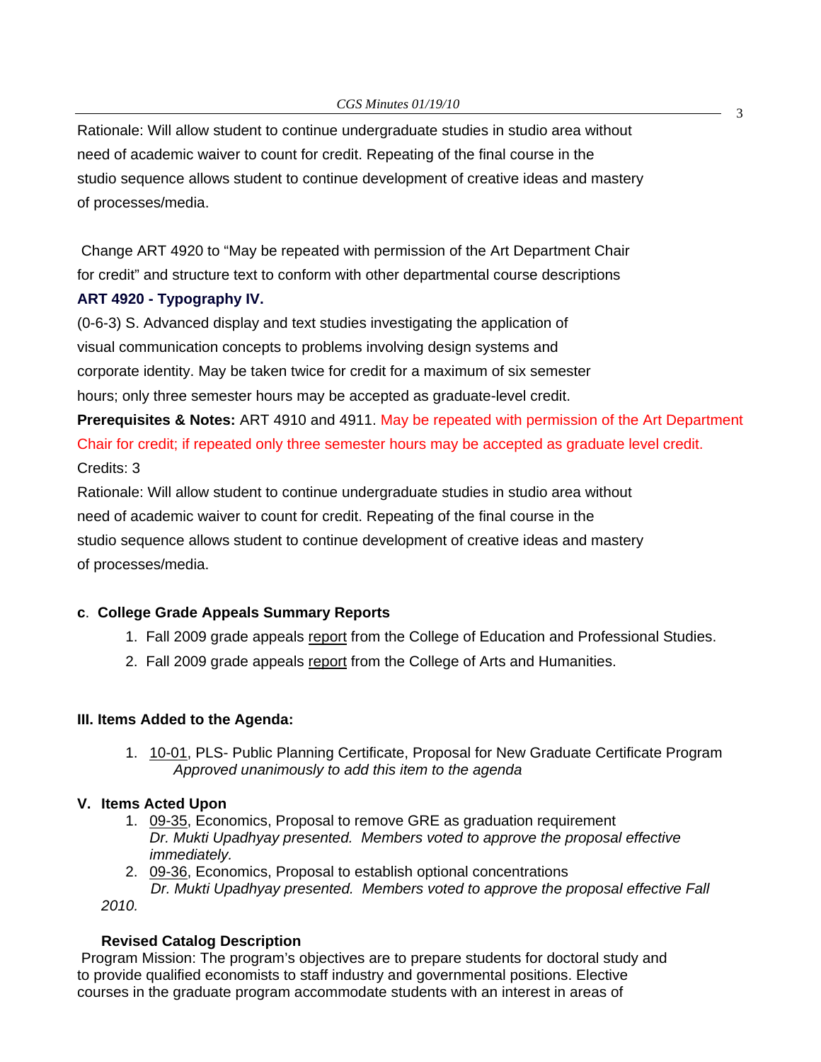Rationale: Will allow student to continue undergraduate studies in studio area without need of academic waiver to count for credit. Repeating of the final course in the studio sequence allows student to continue development of creative ideas and mastery of processes/media.

Change ART 4920 to "May be repeated with permission of the Art Department Chair for credit" and structure text to conform with other departmental course descriptions

**ART 4920 - Typography IV.**

(0-6-3) S. Advanced display and text studies investigating the application of visual communication concepts to problems involving design systems and corporate identity. May be taken twice for credit for a maximum of six semester hours; only three semester hours may be accepted as graduate-level credit.

**Prerequisites & Notes:** ART 4910 and 4911. May be repeated with permission of the Art Department Chair for credit; if repeated only three semester hours may be accepted as graduate level credit.

Credits: 3

Rationale: Will allow student to continue undergraduate studies in studio area without need of academic waiver to count for credit. Repeating of the final course in the studio sequence allows student to continue development of creative ideas and mastery of processes/media.

**c. College Grade Appeals Summary Reports**

1. Fall 2009 grade appeals report from the College of Education and Professional Studies.
2. Fall 2009 grade appeals report from the College of Arts and Humanities.

**III. Items Added to the Agenda:**

1. 10-01, PLS- Public Planning Certificate, Proposal for New Graduate Certificate Program
   *Approved unanimously to add this item to the agenda*

**V. Items Acted Upon**

1. 09-35, Economics, Proposal to remove GRE as graduation requirement
   *Dr. Mukti Upadhyay presented. Members voted to approve the proposal effective immediately.*
2. 09-36, Economics, Proposal to establish optional concentrations
   *Dr. Mukti Upadhyay presented. Members voted to approve the proposal effective Fall 2010.*

**Revised Catalog Description**

Program Mission: The program's objectives are to prepare students for doctoral study and to provide qualified economists to staff industry and governmental positions. Elective courses in the graduate program accommodate students with an interest in areas of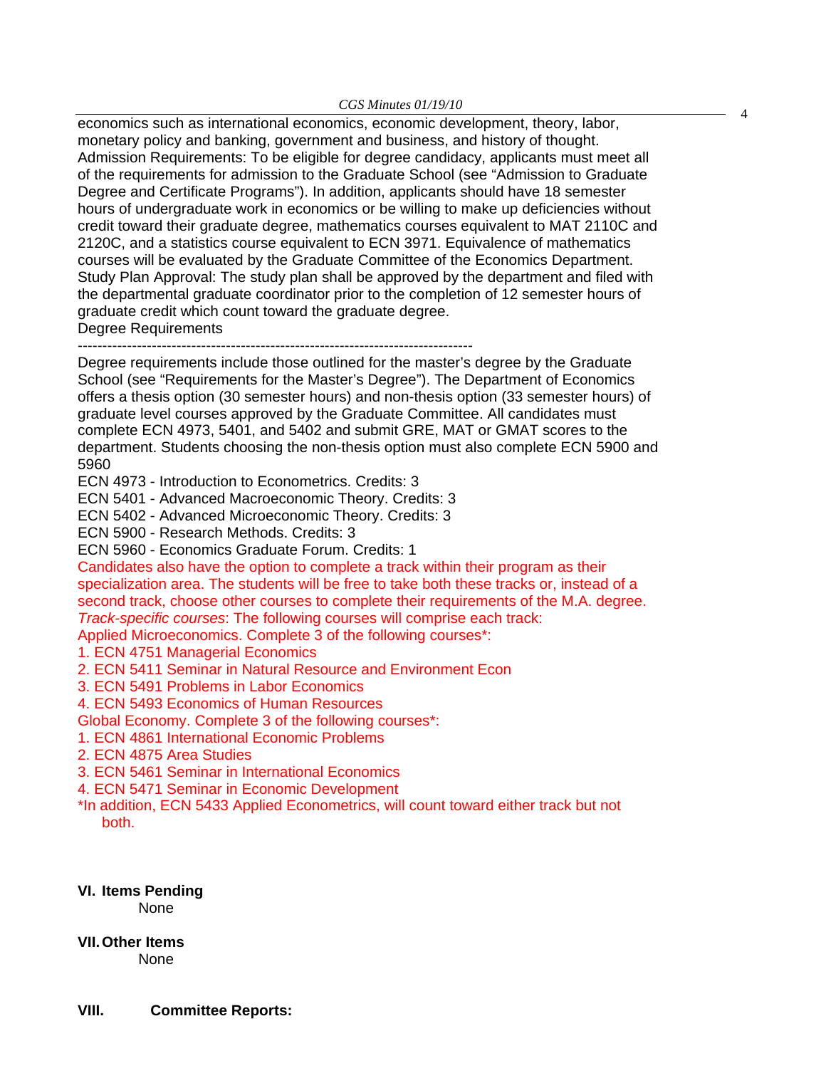economics such as international economics, economic development, theory, labor, monetary policy and banking, government and business, and history of thought.
Admission Requirements: To be eligible for degree candidacy, applicants must meet all of the requirements for admission to the Graduate School (see "Admission to Graduate Degree and Certificate Programs"). In addition, applicants should have 18 semester hours of undergraduate work in economics or be willing to make up deficiencies without credit toward their graduate degree, mathematics courses equivalent to MAT 2110C and 2120C, and a statistics course equivalent to ECN 3971. Equivalence of mathematics courses will be evaluated by the Graduate Committee of the Economics Department.
Study Plan Approval: The study plan shall be approved by the department and filed with the departmental graduate coordinator prior to the completion of 12 semester hours of graduate credit which count toward the graduate degree.
Degree Requirements

--------------------------------------------------------------------------------

Degree requirements include those outlined for the master's degree by the Graduate School (see "Requirements for the Master's Degree"). The Department of Economics offers a thesis option (30 semester hours) and non-thesis option (33 semester hours) of graduate level courses approved by the Graduate Committee. All candidates must complete ECN 4973, 5401, and 5402 and submit GRE, MAT or GMAT scores to the department. Students choosing the non-thesis option must also complete ECN 5900 and 5960

ECN 4973 - Introduction to Econometrics. Credits: 3
ECN 5401 - Advanced Macroeconomic Theory. Credits: 3
ECN 5402 - Advanced Microeconomic Theory. Credits: 3
ECN 5900 - Research Methods. Credits: 3
ECN 5960 - Economics Graduate Forum. Credits: 1

Candidates also have the option to complete a track within their program as their specialization area. The students will be free to take both these tracks or, instead of a second track, choose other courses to complete their requirements of the M.A. degree.
*Track-specific courses*: The following courses will comprise each track:
Applied Microeconomics. Complete 3 of the following courses*:

1. ECN 4751 Managerial Economics
2. ECN 5411 Seminar in Natural Resource and Environment Econ
3. ECN 5491 Problems in Labor Economics
4. ECN 5493 Economics of Human Resources

Global Economy. Complete 3 of the following courses*:

1. ECN 4861 International Economic Problems
2. ECN 4875 Area Studies
3. ECN 5461 Seminar in International Economics
4. ECN 5471 Seminar in Economic Development

*In addition, ECN 5433 Applied Econometrics, will count toward either track but not both.

**VI. Items Pending**

None

**VII. Other Items**

None

**VIII. Committee Reports:**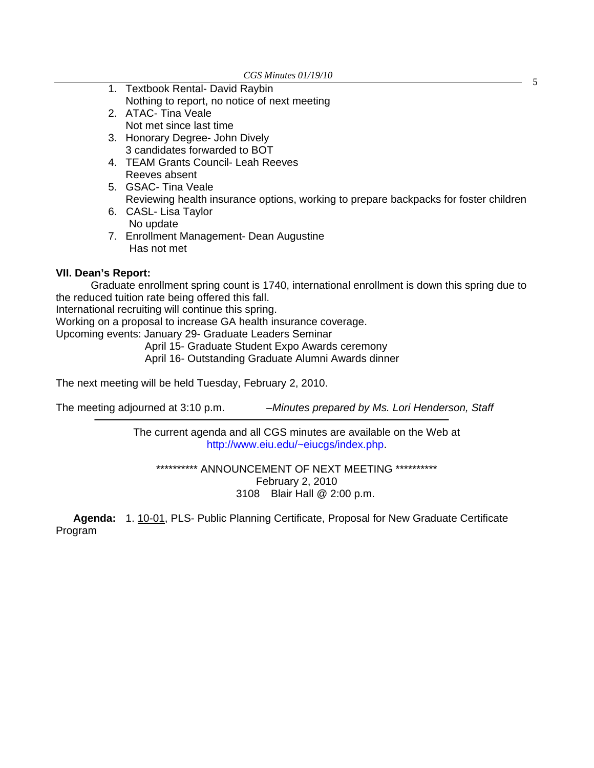1. Textbook Rental- David Raybin
   Nothing to report, no notice of next meeting
2. ATAC- Tina Veale
   Not met since last time
3. Honorary Degree- John Dively
   3 candidates forwarded to BOT
4. TEAM Grants Council- Leah Reeves
   Reeves absent
5. GSAC- Tina Veale
   Reviewing health insurance options, working to prepare backpacks for foster children
6. CASL- Lisa Taylor
   No update
7. Enrollment Management- Dean Augustine
   Has not met

**VII. Dean's Report:**

Graduate enrollment spring count is 1740, international enrollment is down this spring due to the reduced tuition rate being offered this fall.
International recruiting will continue this spring.
Working on a proposal to increase GA health insurance coverage.
Upcoming events: January 29- Graduate Leaders Seminar
April 15- Graduate Student Expo Awards ceremony
April 16- Outstanding Graduate Alumni Awards dinner

The next meeting will be held Tuesday, February 2, 2010.

The meeting adjourned at 3:10 p.m. *–Minutes prepared by Ms. Lori Henderson, Staff*

---

The current agenda and all CGS minutes are available on the Web at http://www.eiu.edu/~eiucgs/index.php.

********** ANNOUNCEMENT OF NEXT MEETING **********
February 2, 2010
3108 Blair Hall @ 2:00 p.m.

**Agenda:** 1. 10-01, PLS- Public Planning Certificate, Proposal for New Graduate Certificate Program